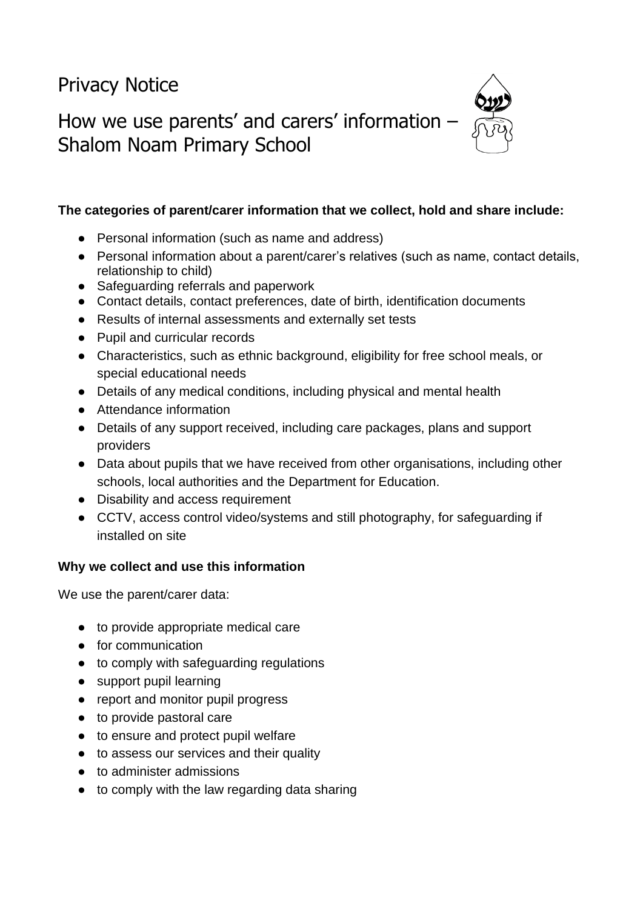# Privacy Notice

# How we use parents' and carers' information – Shalom Noam Primary School

**The categories of parent/carer information that we collect, hold and share include:**

- Personal information (such as name and address)
- Personal information about a parent/carer's relatives (such as name, contact details, relationship to child)
- Safeguarding referrals and paperwork
- Contact details, contact preferences, date of birth, identification documents
- Results of internal assessments and externally set tests
- Pupil and curricular records
- Characteristics, such as ethnic background, eligibility for free school meals, or special educational needs
- Details of any medical conditions, including physical and mental health
- Attendance information
- Details of any support received, including care packages, plans and support providers
- Data about pupils that we have received from other organisations, including other schools, local authorities and the Department for Education.
- Disability and access requirement
- CCTV, access control video/systems and still photography, for safeguarding if installed on site

**Why we collect and use this information**

We use the parent/carer data:

- to provide appropriate medical care
- for communication
- to comply with safeguarding regulations
- support pupil learning
- report and monitor pupil progress
- to provide pastoral care
- to ensure and protect pupil welfare
- to assess our services and their quality
- to administer admissions
- to comply with the law regarding data sharing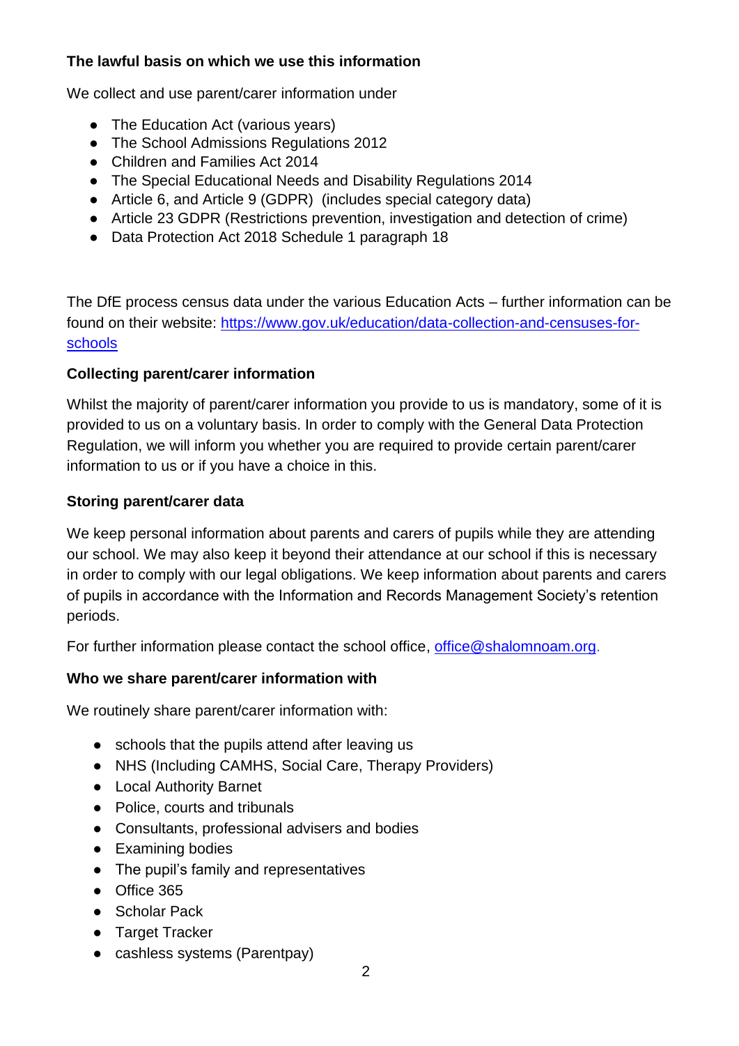**The lawful basis on which we use this information**

We collect and use parent/carer information under

- The Education Act (various years)
- The School Admissions Regulations 2012
- Children and Families Act 2014
- The Special Educational Needs and Disability Regulations 2014
- Article 6, and Article 9 (GDPR) (includes special category data)
- Article 23 GDPR (Restrictions prevention, investigation and detection of crime)
- Data Protection Act 2018 Schedule 1 paragraph 18

The DfE process census data under the various Education Acts – further information can be found on their website: [https://www.gov.uk/education/data-collection-and-censuses-for-schools](https://www.gov.uk/education/data-collection-and-censuses-for-schools)

**Collecting parent/carer information**

Whilst the majority of parent/carer information you provide to us is mandatory, some of it is provided to us on a voluntary basis. In order to comply with the General Data Protection Regulation, we will inform you whether you are required to provide certain parent/carer information to us or if you have a choice in this.

**Storing parent/carer data**

We keep personal information about parents and carers of pupils while they are attending our school. We may also keep it beyond their attendance at our school if this is necessary in order to comply with our legal obligations. We keep information about parents and carers of pupils in accordance with the Information and Records Management Society's retention periods.

For further information please contact the school office, [office@shalomnoam.org](mailto:office@shalomnoam.org).

**Who we share parent/carer information with**

We routinely share parent/carer information with:

- schools that the pupils attend after leaving us
- NHS (Including CAMHS, Social Care, Therapy Providers)
- Local Authority Barnet
- Police, courts and tribunals
- Consultants, professional advisers and bodies
- Examining bodies
- The pupil's family and representatives
- Office 365
- Scholar Pack
- Target Tracker
- cashless systems (Parentpay)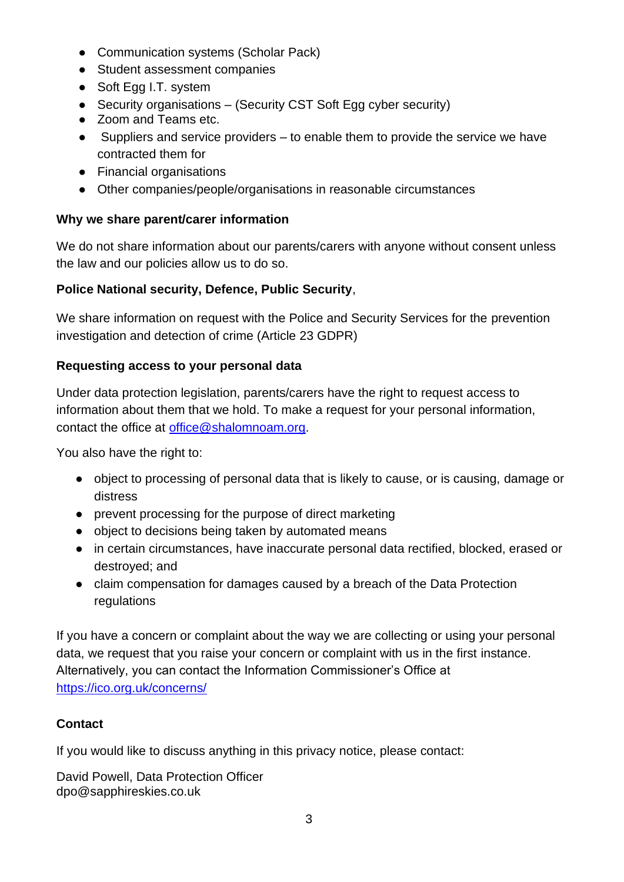- Communication systems (Scholar Pack)
- Student assessment companies
- Soft Egg I.T. system
- Security organisations – (Security CST Soft Egg cyber security)
- Zoom and Teams etc.
- Suppliers and service providers – to enable them to provide the service we have contracted them for
- Financial organisations
- Other companies/people/organisations in reasonable circumstances

**Why we share parent/carer information**

We do not share information about our parents/carers with anyone without consent unless the law and our policies allow us to do so.

**Police National security, Defence, Public Security**,

We share information on request with the Police and Security Services for the prevention investigation and detection of crime (Article 23 GDPR)

**Requesting access to your personal data**

Under data protection legislation, parents/carers have the right to request access to information about them that we hold. To make a request for your personal information, contact the office at office@shalomnoam.org.

You also have the right to:

- object to processing of personal data that is likely to cause, or is causing, damage or distress
- prevent processing for the purpose of direct marketing
- object to decisions being taken by automated means
- in certain circumstances, have inaccurate personal data rectified, blocked, erased or destroyed; and
- claim compensation for damages caused by a breach of the Data Protection regulations

If you have a concern or complaint about the way we are collecting or using your personal data, we request that you raise your concern or complaint with us in the first instance. Alternatively, you can contact the Information Commissioner's Office at https://ico.org.uk/concerns/

**Contact**

If you would like to discuss anything in this privacy notice, please contact:

David Powell, Data Protection Officer
dpo@sapphireskies.co.uk